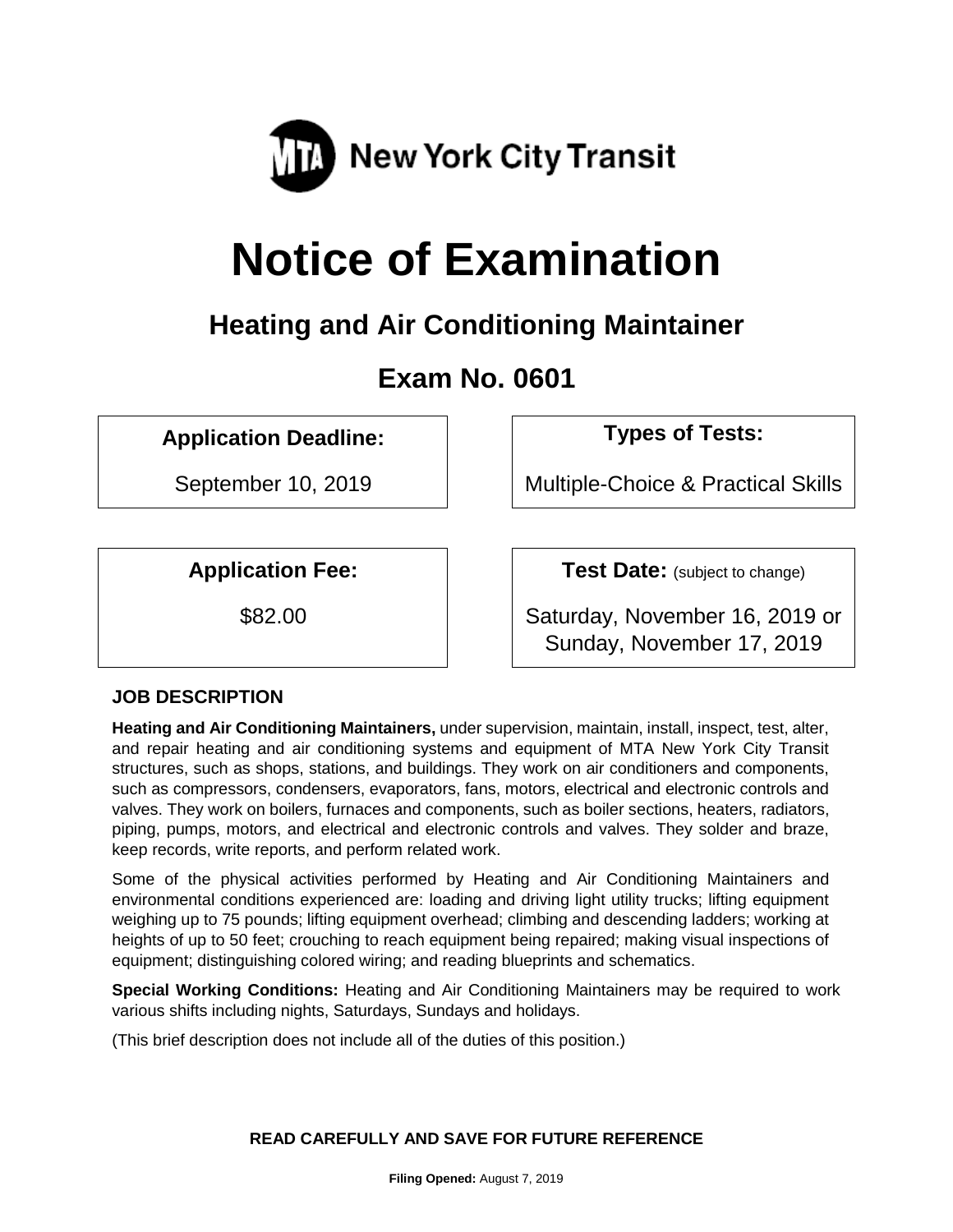MTA New York City Transit

# Notice of Examination

## Heating and Air Conditioning Maintainer

## Exam No. 0601

**Application Deadline:**

September 10, 2019

**Types of Tests:**

Multiple-Choice & Practical Skills

**Application Fee:**

$82.00

**Test Date:** (subject to change)

Saturday, November 16, 2019 or Sunday, November 17, 2019

### JOB DESCRIPTION

**Heating and Air Conditioning Maintainers,** under supervision, maintain, install, inspect, test, alter, and repair heating and air conditioning systems and equipment of MTA New York City Transit structures, such as shops, stations, and buildings. They work on air conditioners and components, such as compressors, condensers, evaporators, fans, motors, electrical and electronic controls and valves. They work on boilers, furnaces and components, such as boiler sections, heaters, radiators, piping, pumps, motors, and electrical and electronic controls and valves. They solder and braze, keep records, write reports, and perform related work.

Some of the physical activities performed by Heating and Air Conditioning Maintainers and environmental conditions experienced are: loading and driving light utility trucks; lifting equipment weighing up to 75 pounds; lifting equipment overhead; climbing and descending ladders; working at heights of up to 50 feet; crouching to reach equipment being repaired; making visual inspections of equipment; distinguishing colored wiring; and reading blueprints and schematics.

**Special Working Conditions:** Heating and Air Conditioning Maintainers may be required to work various shifts including nights, Saturdays, Sundays and holidays.

(This brief description does not include all of the duties of this position.)

**READ CAREFULLY AND SAVE FOR FUTURE REFERENCE**

**Filing Opened:** August 7, 2019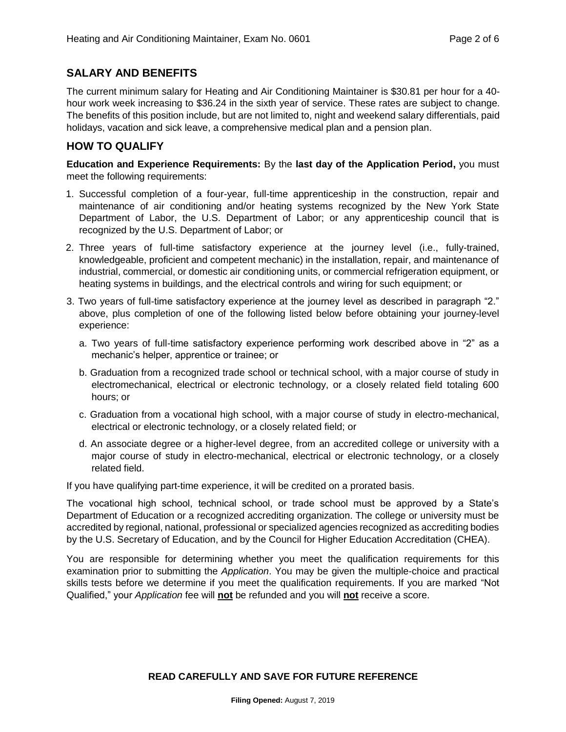## SALARY AND BENEFITS

The current minimum salary for Heating and Air Conditioning Maintainer is $30.81 per hour for a 40-hour work week increasing to $36.24 in the sixth year of service. These rates are subject to change. The benefits of this position include, but are not limited to, night and weekend salary differentials, paid holidays, vacation and sick leave, a comprehensive medical plan and a pension plan.

## HOW TO QUALIFY

**Education and Experience Requirements:** By the **last day of the Application Period,** you must meet the following requirements:

1. Successful completion of a four-year, full-time apprenticeship in the construction, repair and maintenance of air conditioning and/or heating systems recognized by the New York State Department of Labor, the U.S. Department of Labor; or any apprenticeship council that is recognized by the U.S. Department of Labor; or
2. Three years of full-time satisfactory experience at the journey level (i.e., fully-trained, knowledgeable, proficient and competent mechanic) in the installation, repair, and maintenance of industrial, commercial, or domestic air conditioning units, or commercial refrigeration equipment, or heating systems in buildings, and the electrical controls and wiring for such equipment; or
3. Two years of full-time satisfactory experience at the journey level as described in paragraph "2." above, plus completion of one of the following listed below before obtaining your journey-level experience:
   a. Two years of full-time satisfactory experience performing work described above in "2" as a mechanic's helper, apprentice or trainee; or
   b. Graduation from a recognized trade school or technical school, with a major course of study in electromechanical, electrical or electronic technology, or a closely related field totaling 600 hours; or
   c. Graduation from a vocational high school, with a major course of study in electro-mechanical, electrical or electronic technology, or a closely related field; or
   d. An associate degree or a higher-level degree, from an accredited college or university with a major course of study in electro-mechanical, electrical or electronic technology, or a closely related field.

If you have qualifying part-time experience, it will be credited on a prorated basis.

The vocational high school, technical school, or trade school must be approved by a State's Department of Education or a recognized accrediting organization. The college or university must be accredited by regional, national, professional or specialized agencies recognized as accrediting bodies by the U.S. Secretary of Education, and by the Council for Higher Education Accreditation (CHEA).

You are responsible for determining whether you meet the qualification requirements for this examination prior to submitting the *Application*. You may be given the multiple-choice and practical skills tests before we determine if you meet the qualification requirements. If you are marked "Not Qualified," your *Application* fee will **not** be refunded and you will **not** receive a score.

**READ CAREFULLY AND SAVE FOR FUTURE REFERENCE**

**Filing Opened:** August 7, 2019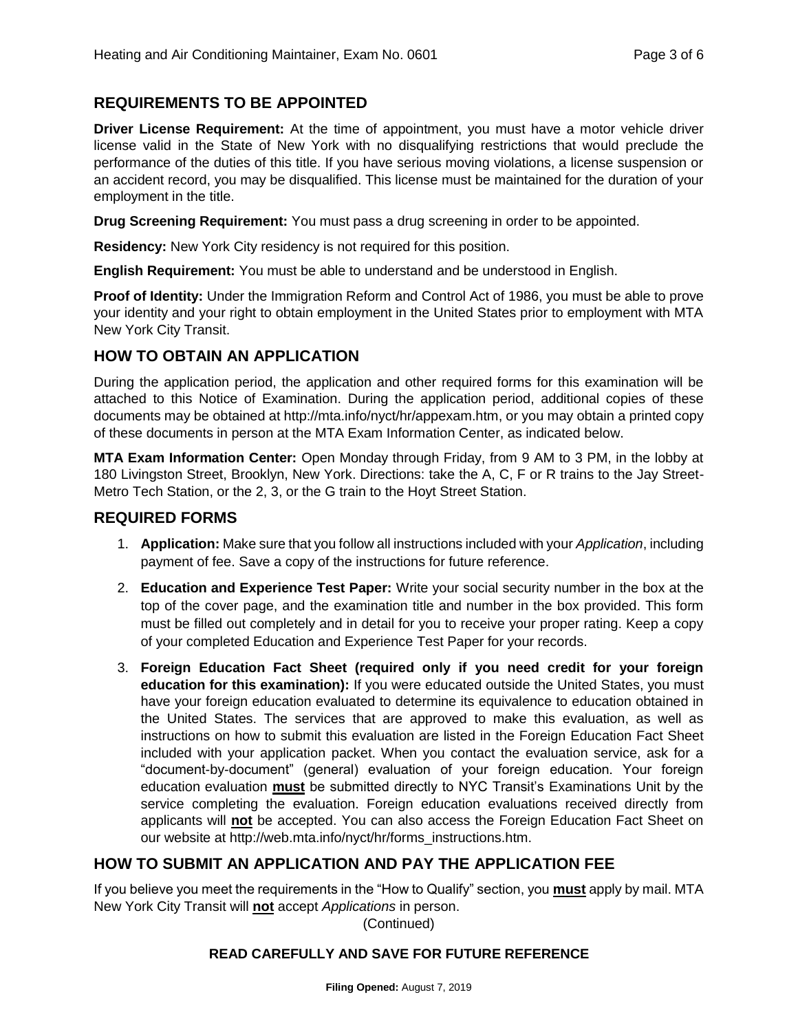## REQUIREMENTS TO BE APPOINTED

**Driver License Requirement:** At the time of appointment, you must have a motor vehicle driver license valid in the State of New York with no disqualifying restrictions that would preclude the performance of the duties of this title. If you have serious moving violations, a license suspension or an accident record, you may be disqualified. This license must be maintained for the duration of your employment in the title.

**Drug Screening Requirement:** You must pass a drug screening in order to be appointed.

**Residency:** New York City residency is not required for this position.

**English Requirement:** You must be able to understand and be understood in English.

**Proof of Identity:** Under the Immigration Reform and Control Act of 1986, you must be able to prove your identity and your right to obtain employment in the United States prior to employment with MTA New York City Transit.

## HOW TO OBTAIN AN APPLICATION

During the application period, the application and other required forms for this examination will be attached to this Notice of Examination. During the application period, additional copies of these documents may be obtained at http://mta.info/nyct/hr/appexam.htm, or you may obtain a printed copy of these documents in person at the MTA Exam Information Center, as indicated below.

**MTA Exam Information Center:** Open Monday through Friday, from 9 AM to 3 PM, in the lobby at 180 Livingston Street, Brooklyn, New York. Directions: take the A, C, F or R trains to the Jay Street-Metro Tech Station, or the 2, 3, or the G train to the Hoyt Street Station.

## REQUIRED FORMS

1. **Application:** Make sure that you follow all instructions included with your *Application*, including payment of fee. Save a copy of the instructions for future reference.
2. **Education and Experience Test Paper:** Write your social security number in the box at the top of the cover page, and the examination title and number in the box provided. This form must be filled out completely and in detail for you to receive your proper rating. Keep a copy of your completed Education and Experience Test Paper for your records.
3. **Foreign Education Fact Sheet (required only if you need credit for your foreign education for this examination):** If you were educated outside the United States, you must have your foreign education evaluated to determine its equivalence to education obtained in the United States. The services that are approved to make this evaluation, as well as instructions on how to submit this evaluation are listed in the Foreign Education Fact Sheet included with your application packet. When you contact the evaluation service, ask for a "document-by-document" (general) evaluation of your foreign education. Your foreign education evaluation **must** be submitted directly to NYC Transit's Examinations Unit by the service completing the evaluation. Foreign education evaluations received directly from applicants will **not** be accepted. You can also access the Foreign Education Fact Sheet on our website at http://web.mta.info/nyct/hr/forms_instructions.htm.

## HOW TO SUBMIT AN APPLICATION AND PAY THE APPLICATION FEE

If you believe you meet the requirements in the "How to Qualify" section, you **must** apply by mail. MTA New York City Transit will **not** accept *Applications* in person.

(Continued)

**READ CAREFULLY AND SAVE FOR FUTURE REFERENCE**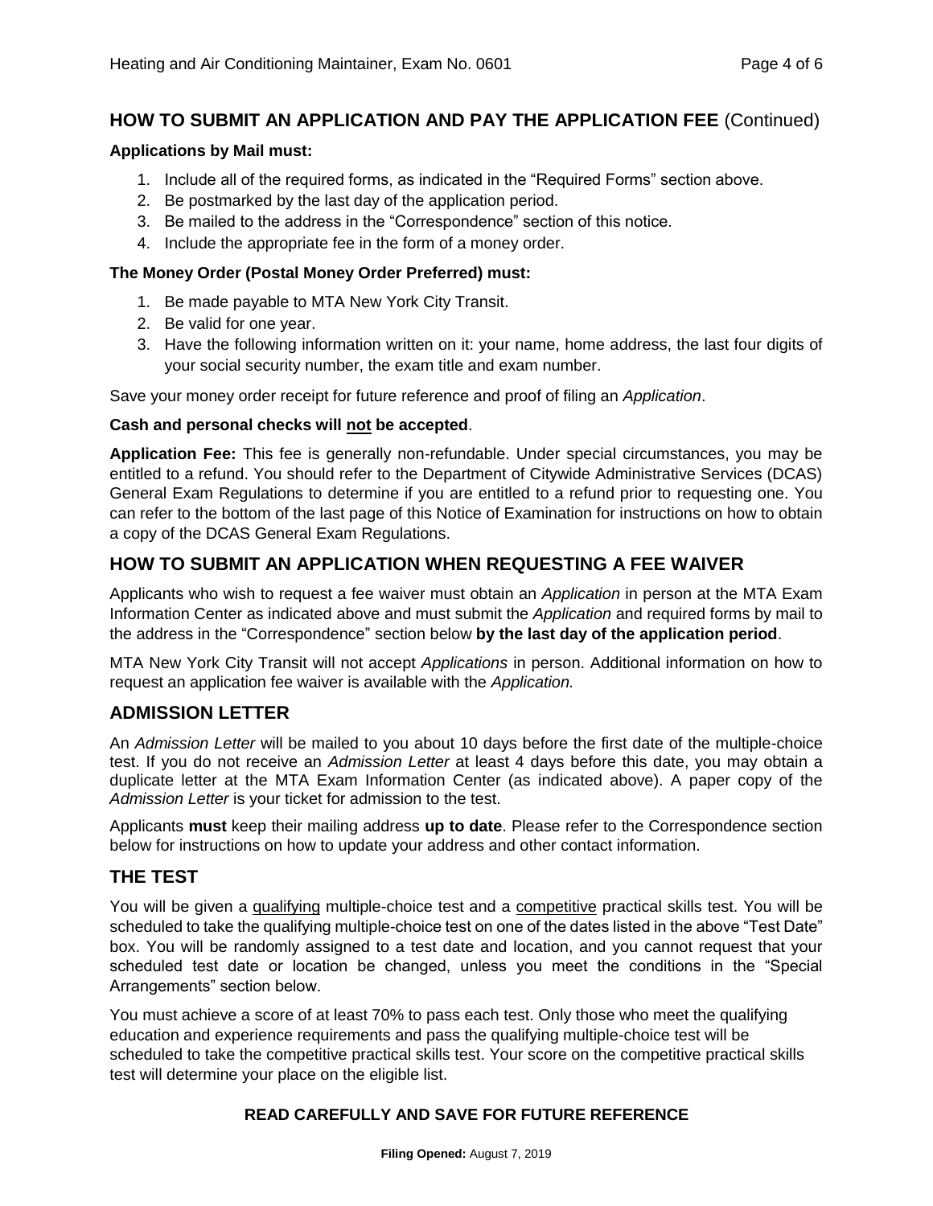## HOW TO SUBMIT AN APPLICATION AND PAY THE APPLICATION FEE (Continued)

**Applications by Mail must:**

1. Include all of the required forms, as indicated in the "Required Forms" section above.
2. Be postmarked by the last day of the application period.
3. Be mailed to the address in the "Correspondence" section of this notice.
4. Include the appropriate fee in the form of a money order.

**The Money Order (Postal Money Order Preferred) must:**

1. Be made payable to MTA New York City Transit.
2. Be valid for one year.
3. Have the following information written on it: your name, home address, the last four digits of your social security number, the exam title and exam number.

Save your money order receipt for future reference and proof of filing an *Application*.

**Cash and personal checks will not be accepted**.

**Application Fee:** This fee is generally non-refundable. Under special circumstances, you may be entitled to a refund. You should refer to the Department of Citywide Administrative Services (DCAS) General Exam Regulations to determine if you are entitled to a refund prior to requesting one. You can refer to the bottom of the last page of this Notice of Examination for instructions on how to obtain a copy of the DCAS General Exam Regulations.

## HOW TO SUBMIT AN APPLICATION WHEN REQUESTING A FEE WAIVER

Applicants who wish to request a fee waiver must obtain an *Application* in person at the MTA Exam Information Center as indicated above and must submit the *Application* and required forms by mail to the address in the "Correspondence" section below **by the last day of the application period**.

MTA New York City Transit will not accept *Applications* in person. Additional information on how to request an application fee waiver is available with the *Application.*

## ADMISSION LETTER

An *Admission Letter* will be mailed to you about 10 days before the first date of the multiple-choice test. If you do not receive an *Admission Letter* at least 4 days before this date, you may obtain a duplicate letter at the MTA Exam Information Center (as indicated above). A paper copy of the *Admission Letter* is your ticket for admission to the test.

Applicants **must** keep their mailing address **up to date**. Please refer to the Correspondence section below for instructions on how to update your address and other contact information.

## THE TEST

You will be given a qualifying multiple-choice test and a competitive practical skills test. You will be scheduled to take the qualifying multiple-choice test on one of the dates listed in the above "Test Date" box. You will be randomly assigned to a test date and location, and you cannot request that your scheduled test date or location be changed, unless you meet the conditions in the "Special Arrangements" section below.

You must achieve a score of at least 70% to pass each test. Only those who meet the qualifying education and experience requirements and pass the qualifying multiple-choice test will be scheduled to take the competitive practical skills test. Your score on the competitive practical skills test will determine your place on the eligible list.

**READ CAREFULLY AND SAVE FOR FUTURE REFERENCE**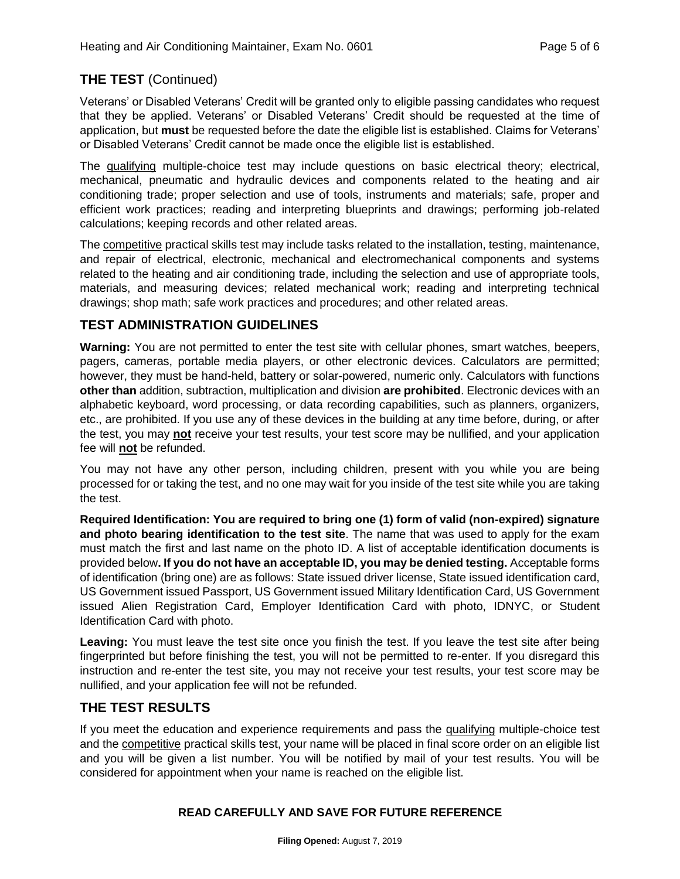## THE TEST (Continued)

Veterans' or Disabled Veterans' Credit will be granted only to eligible passing candidates who request that they be applied. Veterans' or Disabled Veterans' Credit should be requested at the time of application, but **must** be requested before the date the eligible list is established. Claims for Veterans' or Disabled Veterans' Credit cannot be made once the eligible list is established.

The qualifying multiple-choice test may include questions on basic electrical theory; electrical, mechanical, pneumatic and hydraulic devices and components related to the heating and air conditioning trade; proper selection and use of tools, instruments and materials; safe, proper and efficient work practices; reading and interpreting blueprints and drawings; performing job-related calculations; keeping records and other related areas.

The competitive practical skills test may include tasks related to the installation, testing, maintenance, and repair of electrical, electronic, mechanical and electromechanical components and systems related to the heating and air conditioning trade, including the selection and use of appropriate tools, materials, and measuring devices; related mechanical work; reading and interpreting technical drawings; shop math; safe work practices and procedures; and other related areas.

## TEST ADMINISTRATION GUIDELINES

**Warning:** You are not permitted to enter the test site with cellular phones, smart watches, beepers, pagers, cameras, portable media players, or other electronic devices. Calculators are permitted; however, they must be hand-held, battery or solar-powered, numeric only. Calculators with functions **other than** addition, subtraction, multiplication and division **are prohibited**. Electronic devices with an alphabetic keyboard, word processing, or data recording capabilities, such as planners, organizers, etc., are prohibited. If you use any of these devices in the building at any time before, during, or after the test, you may **not** receive your test results, your test score may be nullified, and your application fee will **not** be refunded.

You may not have any other person, including children, present with you while you are being processed for or taking the test, and no one may wait for you inside of the test site while you are taking the test.

**Required Identification: You are required to bring one (1) form of valid (non-expired) signature and photo bearing identification to the test site**. The name that was used to apply for the exam must match the first and last name on the photo ID. A list of acceptable identification documents is provided below**. If you do not have an acceptable ID, you may be denied testing.** Acceptable forms of identification (bring one) are as follows: State issued driver license, State issued identification card, US Government issued Passport, US Government issued Military Identification Card, US Government issued Alien Registration Card, Employer Identification Card with photo, IDNYC, or Student Identification Card with photo.

**Leaving:** You must leave the test site once you finish the test. If you leave the test site after being fingerprinted but before finishing the test, you will not be permitted to re-enter. If you disregard this instruction and re-enter the test site, you may not receive your test results, your test score may be nullified, and your application fee will not be refunded.

## THE TEST RESULTS

If you meet the education and experience requirements and pass the qualifying multiple-choice test and the competitive practical skills test, your name will be placed in final score order on an eligible list and you will be given a list number. You will be notified by mail of your test results. You will be considered for appointment when your name is reached on the eligible list.

**READ CAREFULLY AND SAVE FOR FUTURE REFERENCE**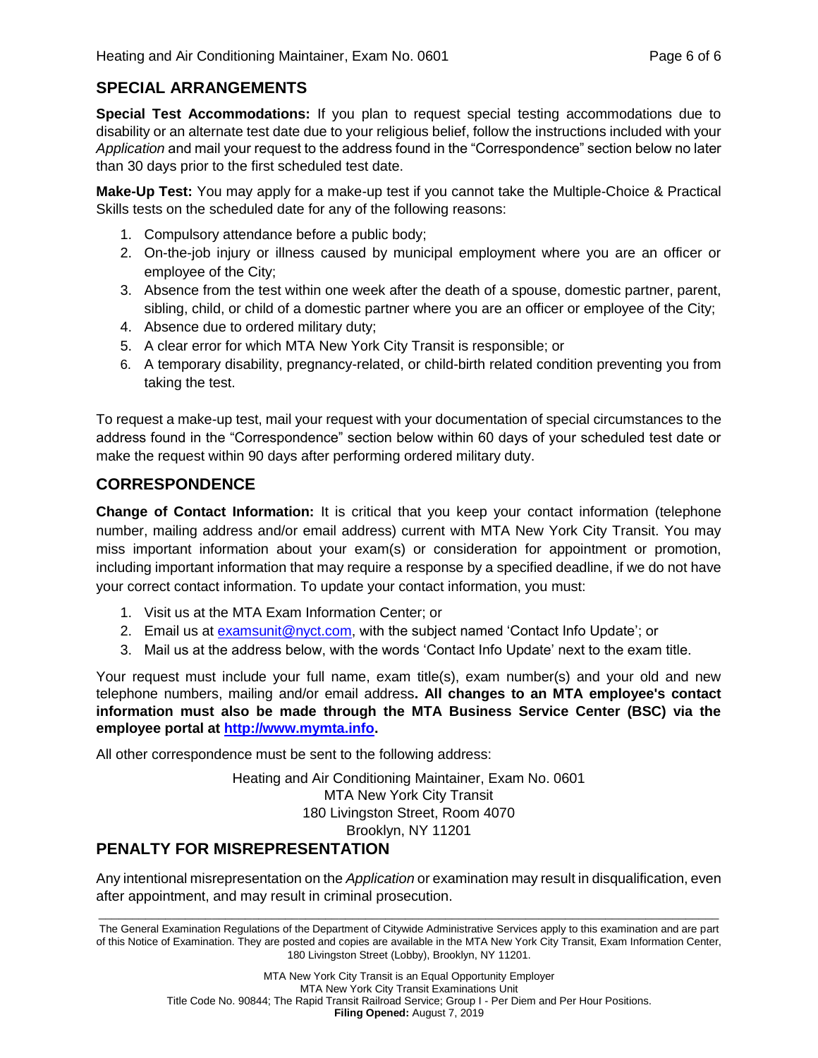## SPECIAL ARRANGEMENTS

**Special Test Accommodations:** If you plan to request special testing accommodations due to disability or an alternate test date due to your religious belief, follow the instructions included with your *Application* and mail your request to the address found in the "Correspondence" section below no later than 30 days prior to the first scheduled test date.

**Make-Up Test:** You may apply for a make-up test if you cannot take the Multiple-Choice & Practical Skills tests on the scheduled date for any of the following reasons:

1. Compulsory attendance before a public body;
2. On-the-job injury or illness caused by municipal employment where you are an officer or employee of the City;
3. Absence from the test within one week after the death of a spouse, domestic partner, parent, sibling, child, or child of a domestic partner where you are an officer or employee of the City;
4. Absence due to ordered military duty;
5. A clear error for which MTA New York City Transit is responsible; or
6. A temporary disability, pregnancy-related, or child-birth related condition preventing you from taking the test.

To request a make-up test, mail your request with your documentation of special circumstances to the address found in the "Correspondence" section below within 60 days of your scheduled test date or make the request within 90 days after performing ordered military duty.

## CORRESPONDENCE

**Change of Contact Information:** It is critical that you keep your contact information (telephone number, mailing address and/or email address) current with MTA New York City Transit. You may miss important information about your exam(s) or consideration for appointment or promotion, including important information that may require a response by a specified deadline, if we do not have your correct contact information. To update your contact information, you must:

1. Visit us at the MTA Exam Information Center; or
2. Email us at examsunit@nyct.com, with the subject named 'Contact Info Update'; or
3. Mail us at the address below, with the words 'Contact Info Update' next to the exam title.

Your request must include your full name, exam title(s), exam number(s) and your old and new telephone numbers, mailing and/or email address**. All changes to an MTA employee's contact information must also be made through the MTA Business Service Center (BSC) via the employee portal at http://www.mymta.info.**

All other correspondence must be sent to the following address:

Heating and Air Conditioning Maintainer, Exam No. 0601
MTA New York City Transit
180 Livingston Street, Room 4070
Brooklyn, NY 11201

## PENALTY FOR MISREPRESENTATION

Any intentional misrepresentation on the *Application* or examination may result in disqualification, even after appointment, and may result in criminal prosecution.

---

The General Examination Regulations of the Department of Citywide Administrative Services apply to this examination and are part of this Notice of Examination. They are posted and copies are available in the MTA New York City Transit, Exam Information Center, 180 Livingston Street (Lobby), Brooklyn, NY 11201.

MTA New York City Transit is an Equal Opportunity Employer
MTA New York City Transit Examinations Unit
Title Code No. 90844; The Rapid Transit Railroad Service; Group I - Per Diem and Per Hour Positions.
**Filing Opened:** August 7, 2019